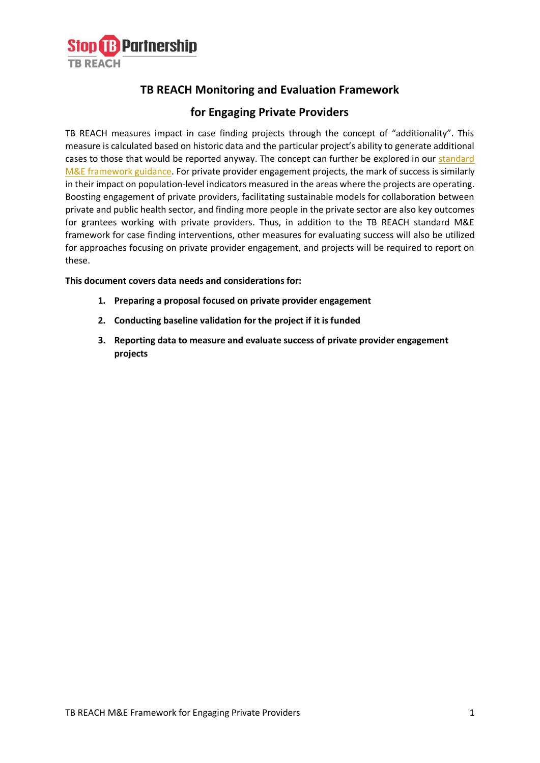# TB REACH Monitoring and Evaluation Framework

# for Engaging Private Providers

TB REACH measures impact in case finding projects through the concept of "additionality". This measure is calculated based on historic data and the particular project's ability to generate additional cases to those that would be reported anyway. The concept can further be explored in our standard M&E framework guidance. For private provider engagement projects, the mark of success is similarly in their impact on population-level indicators measured in the areas where the projects are operating. Boosting engagement of private providers, facilitating sustainable models for collaboration between private and public health sector, and finding more people in the private sector are also key outcomes for grantees working with private providers. Thus, in addition to the TB REACH standard M&E framework for case finding interventions, other measures for evaluating success will also be utilized for approaches focusing on private provider engagement, and projects will be required to report on these.

**This document covers data needs and considerations for:**

1. **Preparing a proposal focused on private provider engagement**
2. **Conducting baseline validation for the project if it is funded**
3. **Reporting data to measure and evaluate success of private provider engagement projects**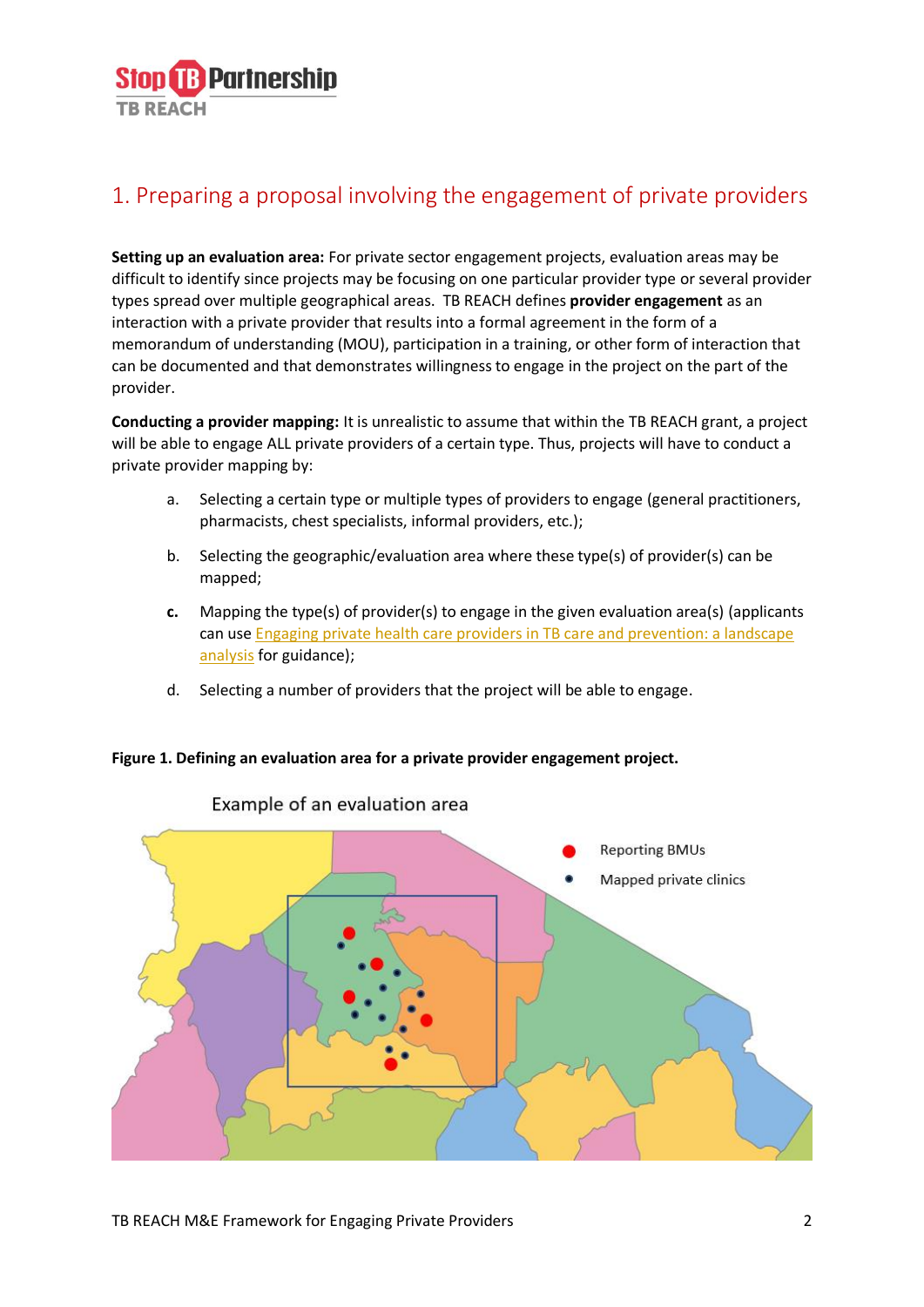# 1. Preparing a proposal involving the engagement of private providers

**Setting up an evaluation area:** For private sector engagement projects, evaluation areas may be difficult to identify since projects may be focusing on one particular provider type or several provider types spread over multiple geographical areas. TB REACH defines **provider engagement** as an interaction with a private provider that results into a formal agreement in the form of a memorandum of understanding (MOU), participation in a training, or other form of interaction that can be documented and that demonstrates willingness to engage in the project on the part of the provider.

**Conducting a provider mapping:** It is unrealistic to assume that within the TB REACH grant, a project will be able to engage ALL private providers of a certain type. Thus, projects will have to conduct a private provider mapping by:

a. Selecting a certain type or multiple types of providers to engage (general practitioners, pharmacists, chest specialists, informal providers, etc.);

b. Selecting the geographic/evaluation area where these type(s) of provider(s) can be mapped;

c. Mapping the type(s) of provider(s) to engage in the given evaluation area(s) (applicants can use Engaging private health care providers in TB care and prevention: a landscape analysis for guidance);

d. Selecting a number of providers that the project will be able to engage.

**Figure 1. Defining an evaluation area for a private provider engagement project.**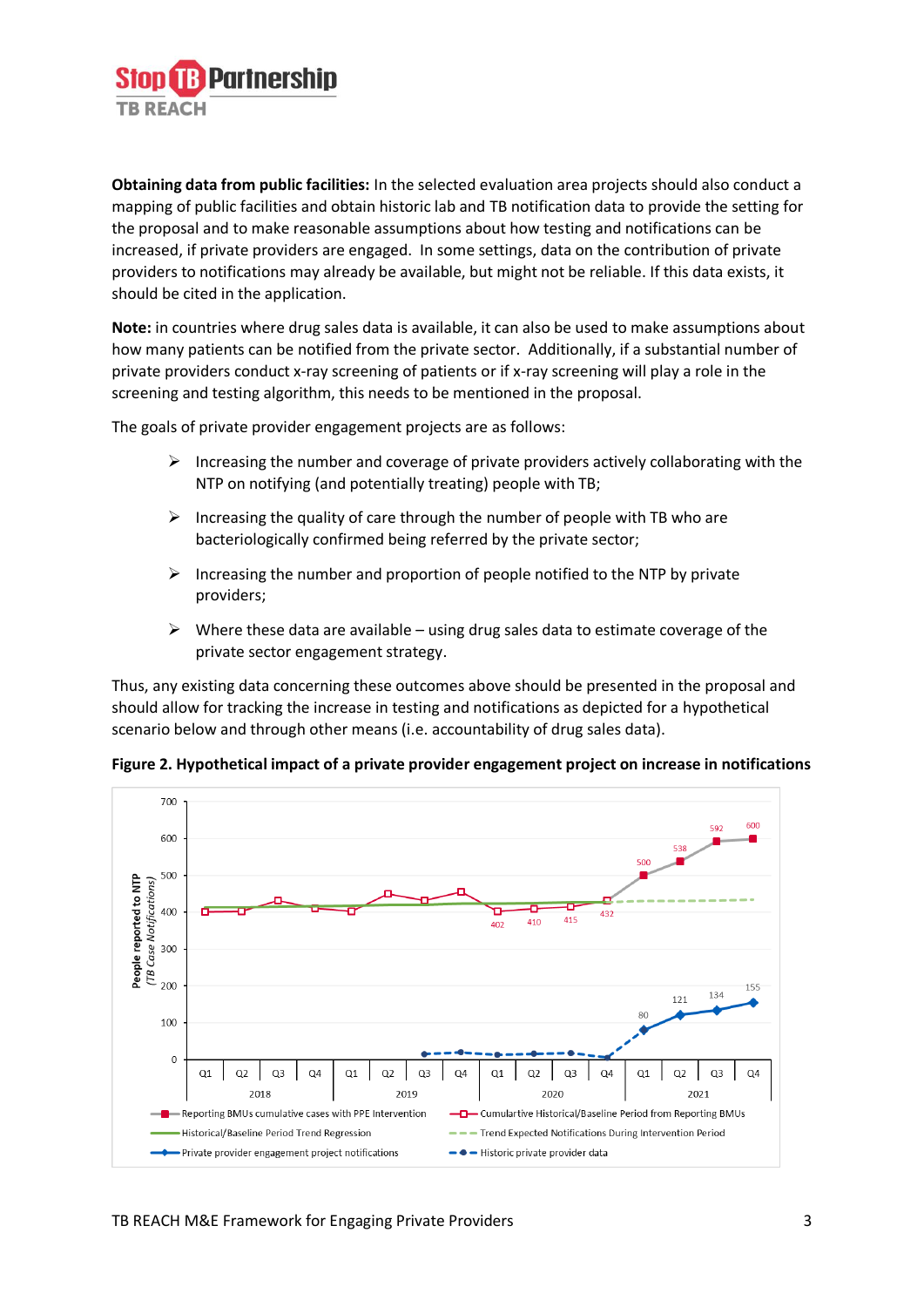**Obtaining data from public facilities:** In the selected evaluation area projects should also conduct a mapping of public facilities and obtain historic lab and TB notification data to provide the setting for the proposal and to make reasonable assumptions about how testing and notifications can be increased, if private providers are engaged. In some settings, data on the contribution of private providers to notifications may already be available, but might not be reliable. If this data exists, it should be cited in the application.

**Note:** in countries where drug sales data is available, it can also be used to make assumptions about how many patients can be notified from the private sector. Additionally, if a substantial number of private providers conduct x-ray screening of patients or if x-ray screening will play a role in the screening and testing algorithm, this needs to be mentioned in the proposal.

The goals of private provider engagement projects are as follows:

- Increasing the number and coverage of private providers actively collaborating with the NTP on notifying (and potentially treating) people with TB;
- Increasing the quality of care through the number of people with TB who are bacteriologically confirmed being referred by the private sector;
- Increasing the number and proportion of people notified to the NTP by private providers;
- Where these data are available – using drug sales data to estimate coverage of the private sector engagement strategy.

Thus, any existing data concerning these outcomes above should be presented in the proposal and should allow for tracking the increase in testing and notifications as depicted for a hypothetical scenario below and through other means (i.e. accountability of drug sales data).

**Figure 2. Hypothetical impact of a private provider engagement project on increase in notifications**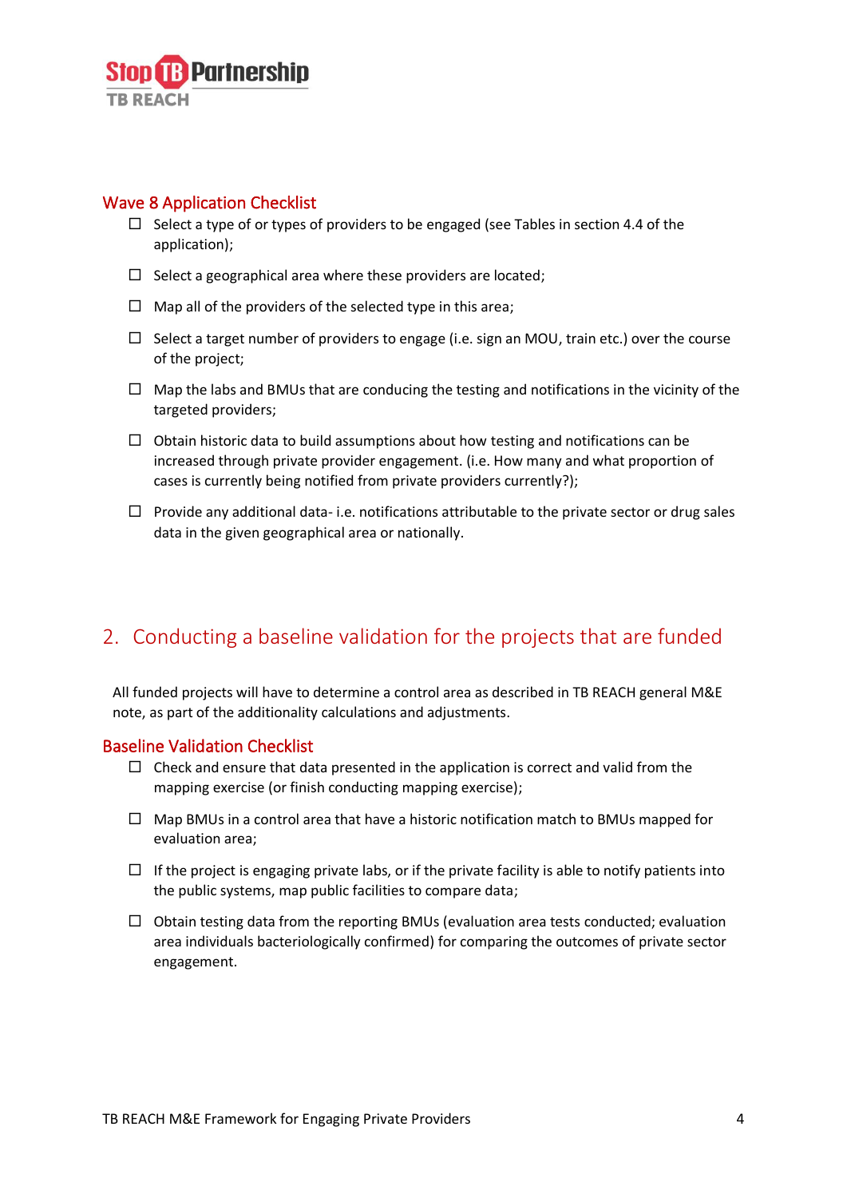### Wave 8 Application Checklist

- ☐ Select a type of or types of providers to be engaged (see Tables in section 4.4 of the application);
- ☐ Select a geographical area where these providers are located;
- ☐ Map all of the providers of the selected type in this area;
- ☐ Select a target number of providers to engage (i.e. sign an MOU, train etc.) over the course of the project;
- ☐ Map the labs and BMUs that are conducing the testing and notifications in the vicinity of the targeted providers;
- ☐ Obtain historic data to build assumptions about how testing and notifications can be increased through private provider engagement. (i.e. How many and what proportion of cases is currently being notified from private providers currently?);
- ☐ Provide any additional data- i.e. notifications attributable to the private sector or drug sales data in the given geographical area or nationally.

## 2. Conducting a baseline validation for the projects that are funded

All funded projects will have to determine a control area as described in TB REACH general M&E note, as part of the additionality calculations and adjustments.

### Baseline Validation Checklist

- ☐ Check and ensure that data presented in the application is correct and valid from the mapping exercise (or finish conducting mapping exercise);
- ☐ Map BMUs in a control area that have a historic notification match to BMUs mapped for evaluation area;
- ☐ If the project is engaging private labs, or if the private facility is able to notify patients into the public systems, map public facilities to compare data;
- ☐ Obtain testing data from the reporting BMUs (evaluation area tests conducted; evaluation area individuals bacteriologically confirmed) for comparing the outcomes of private sector engagement.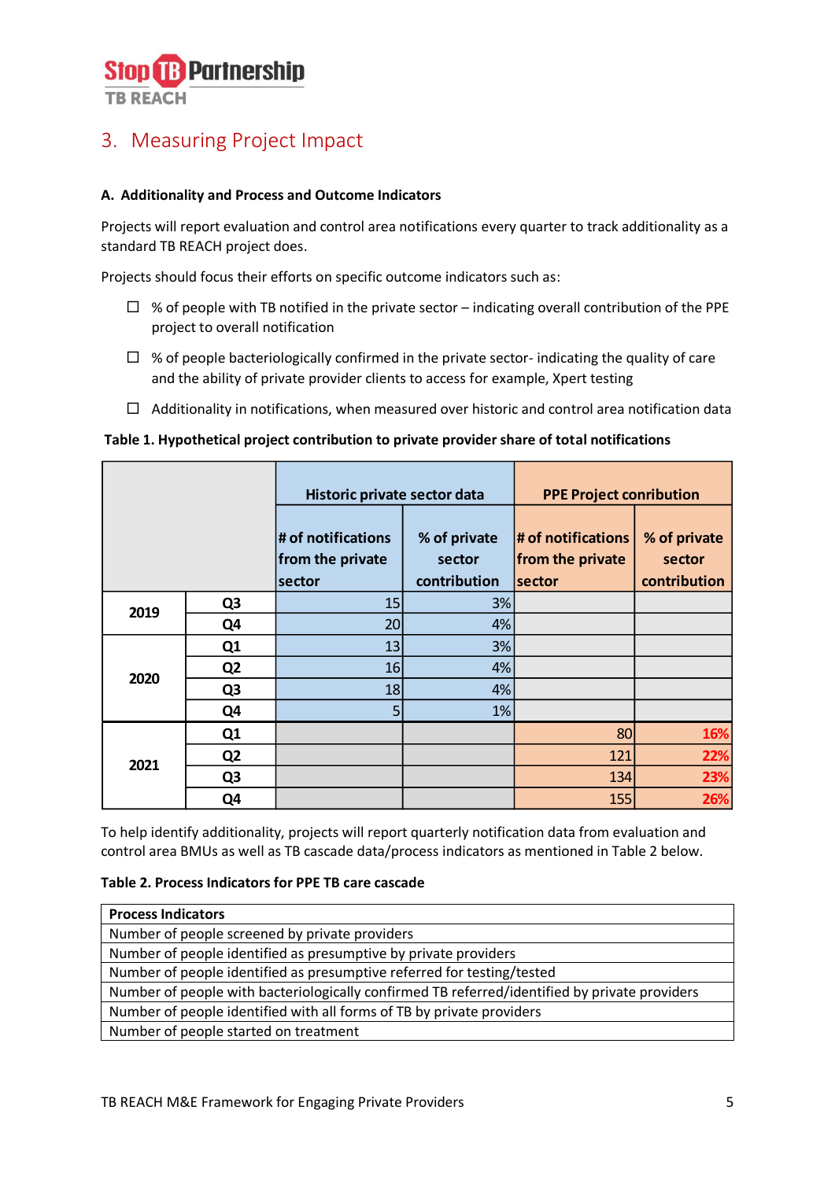## 3. Measuring Project Impact

**A. Additionality and Process and Outcome Indicators**

Projects will report evaluation and control area notifications every quarter to track additionality as a standard TB REACH project does.

Projects should focus their efforts on specific outcome indicators such as:

- ☐ % of people with TB notified in the private sector – indicating overall contribution of the PPE project to overall notification
- ☐ % of people bacteriologically confirmed in the private sector- indicating the quality of care and the ability of private provider clients to access for example, Xpert testing
- ☐ Additionality in notifications, when measured over historic and control area notification data

**Table 1. Hypothetical project contribution to private provider share of total notifications**

| | | Historic private sector data | | PPE Project conribution | |
|---|---|---|---|---|---|
| | | # of notifications from the private sector | % of private sector contribution | # of notifications from the private sector | % of private sector contribution |
| 2019 | Q3 | 15 | 3% | | |
| | Q4 | 20 | 4% | | |
| 2020 | Q1 | 13 | 3% | | |
| | Q2 | 16 | 4% | | |
| | Q3 | 18 | 4% | | |
| | Q4 | 5 | 1% | | |
| 2021 | Q1 | | | 80 | 16% |
| | Q2 | | | 121 | 22% |
| | Q3 | | | 134 | 23% |
| | Q4 | | | 155 | 26% |

To help identify additionality, projects will report quarterly notification data from evaluation and control area BMUs as well as TB cascade data/process indicators as mentioned in Table 2 below.

**Table 2. Process Indicators for PPE TB care cascade**

| **Process Indicators** |
|---|
| Number of people screened by private providers |
| Number of people identified as presumptive by private providers |
| Number of people identified as presumptive referred for testing/tested |
| Number of people with bacteriologically confirmed TB referred/identified by private providers |
| Number of people identified with all forms of TB by private providers |
| Number of people started on treatment |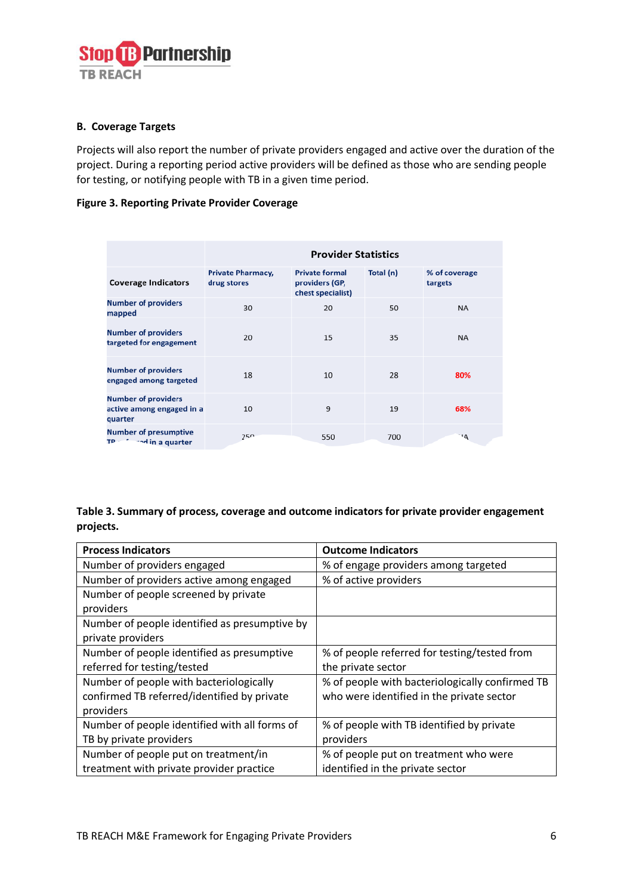## B. Coverage Targets

Projects will also report the number of private providers engaged and active over the duration of the project. During a reporting period active providers will be defined as those who are sending people for testing, or notifying people with TB in a given time period.

**Figure 3. Reporting Private Provider Coverage**

| Coverage Indicators | Provider Statistics | | | |
|---|---|---|---|---|
| | Private Pharmacy, drug stores | Private formal providers (GP, chest specialist) | Total (n) | % of coverage targets |
| Number of providers mapped | 30 | 20 | 50 | NA |
| Number of providers targeted for engagement | 20 | 15 | 35 | NA |
| Number of providers engaged among targeted | 18 | 10 | 28 | 80% |
| Number of providers active among engaged in a quarter | 10 | 9 | 19 | 68% |
| Number of presumptive TB ... in a quarter | 250 | 550 | 700 | NA |

**Table 3. Summary of process, coverage and outcome indicators for private provider engagement projects.**

| Process Indicators | Outcome Indicators |
|---|---|
| Number of providers engaged | % of engage providers among targeted |
| Number of providers active among engaged | % of active providers |
| Number of people screened by private providers | |
| Number of people identified as presumptive by private providers | |
| Number of people identified as presumptive referred for testing/tested | % of people referred for testing/tested from the private sector |
| Number of people with bacteriologically confirmed TB referred/identified by private providers | % of people with bacteriologically confirmed TB who were identified in the private sector |
| Number of people identified with all forms of TB by private providers | % of people with TB identified by private providers |
| Number of people put on treatment/in treatment with private provider practice | % of people put on treatment who were identified in the private sector |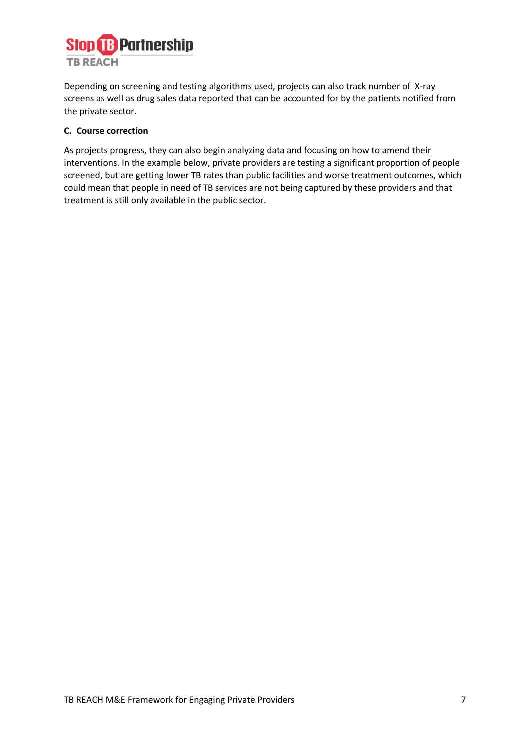Depending on screening and testing algorithms used, projects can also track number of X-ray screens as well as drug sales data reported that can be accounted for by the patients notified from the private sector.

**C. Course correction**

As projects progress, they can also begin analyzing data and focusing on how to amend their interventions. In the example below, private providers are testing a significant proportion of people screened, but are getting lower TB rates than public facilities and worse treatment outcomes, which could mean that people in need of TB services are not being captured by these providers and that treatment is still only available in the public sector.